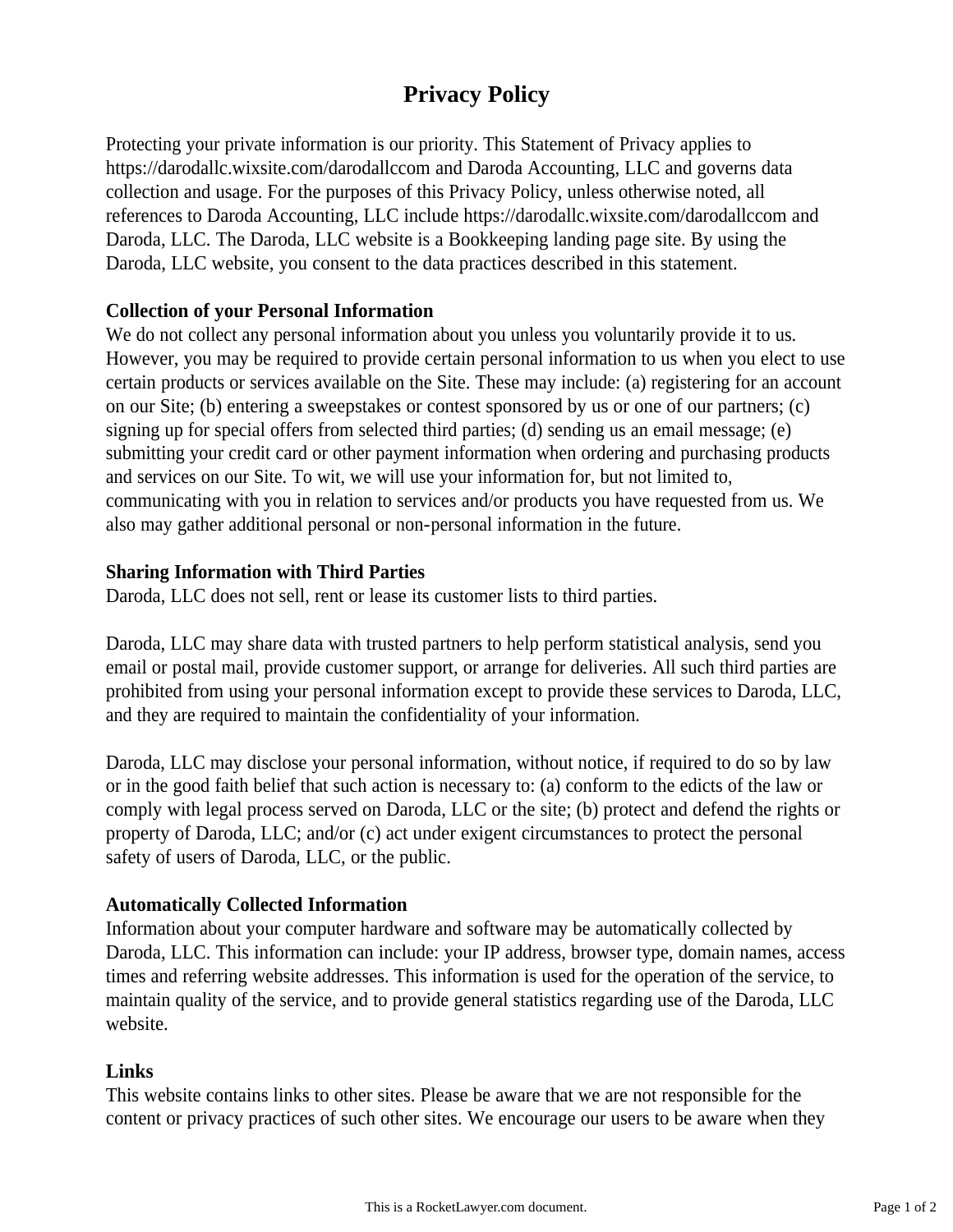# Privacy Policy

Protecting your private information is our priority. This Statement of Privacy applies to https://darodallc.wixsite.com/darodallccom and Daroda Accounting, LLC and governs data collection and usage. For the purposes of this Privacy Policy, unless otherwise noted, all references to Daroda Accounting, LLC include https://darodallc.wixsite.com/darodallccom and Daroda, LLC. The Daroda, LLC website is a Bookkeeping landing page site. By using the Daroda, LLC website, you consent to the data practices described in this statement.

**Collection of your Personal Information**

We do not collect any personal information about you unless you voluntarily provide it to us. However, you may be required to provide certain personal information to us when you elect to use certain products or services available on the Site. These may include: (a) registering for an account on our Site; (b) entering a sweepstakes or contest sponsored by us or one of our partners; (c) signing up for special offers from selected third parties; (d) sending us an email message; (e) submitting your credit card or other payment information when ordering and purchasing products and services on our Site. To wit, we will use your information for, but not limited to, communicating with you in relation to services and/or products you have requested from us. We also may gather additional personal or non-personal information in the future.

**Sharing Information with Third Parties**

Daroda, LLC does not sell, rent or lease its customer lists to third parties.

Daroda, LLC may share data with trusted partners to help perform statistical analysis, send you email or postal mail, provide customer support, or arrange for deliveries. All such third parties are prohibited from using your personal information except to provide these services to Daroda, LLC, and they are required to maintain the confidentiality of your information.

Daroda, LLC may disclose your personal information, without notice, if required to do so by law or in the good faith belief that such action is necessary to: (a) conform to the edicts of the law or comply with legal process served on Daroda, LLC or the site; (b) protect and defend the rights or property of Daroda, LLC; and/or (c) act under exigent circumstances to protect the personal safety of users of Daroda, LLC, or the public.

**Automatically Collected Information**

Information about your computer hardware and software may be automatically collected by Daroda, LLC. This information can include: your IP address, browser type, domain names, access times and referring website addresses. This information is used for the operation of the service, to maintain quality of the service, and to provide general statistics regarding use of the Daroda, LLC website.

**Links**

This website contains links to other sites. Please be aware that we are not responsible for the content or privacy practices of such other sites. We encourage our users to be aware when they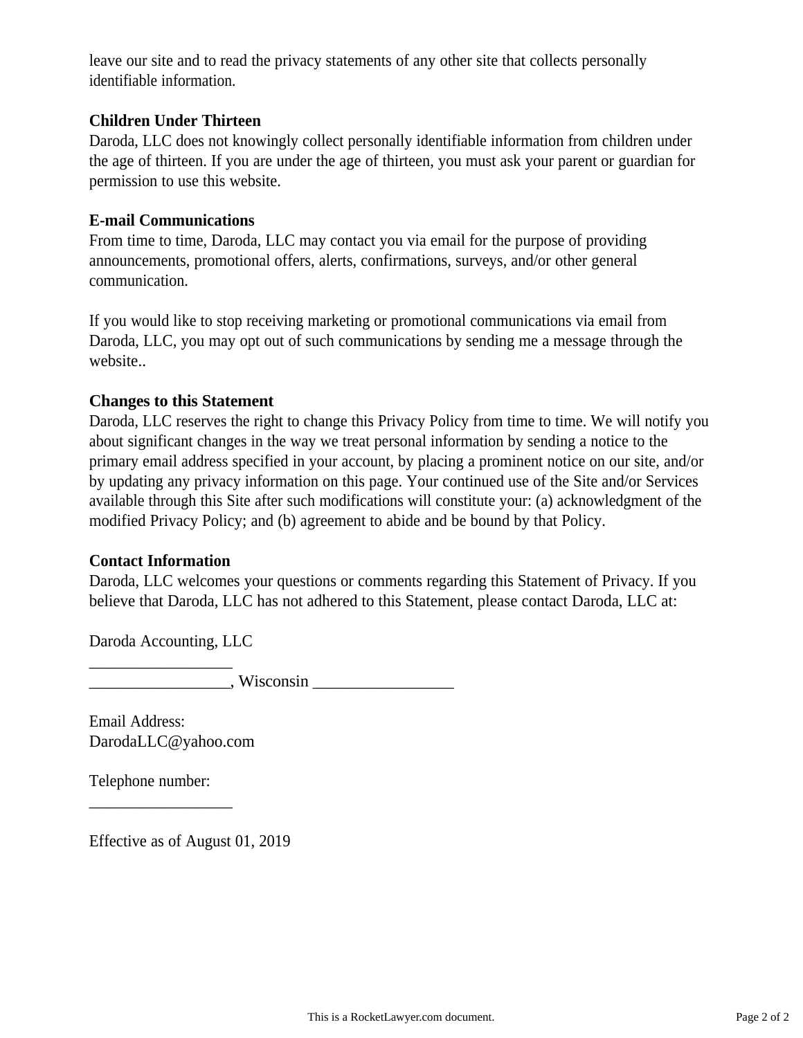leave our site and to read the privacy statements of any other site that collects personally identifiable information.

**Children Under Thirteen**
Daroda, LLC does not knowingly collect personally identifiable information from children under the age of thirteen. If you are under the age of thirteen, you must ask your parent or guardian for permission to use this website.

**E-mail Communications**
From time to time, Daroda, LLC may contact you via email for the purpose of providing announcements, promotional offers, alerts, confirmations, surveys, and/or other general communication.

If you would like to stop receiving marketing or promotional communications via email from Daroda, LLC, you may opt out of such communications by sending me a message through the website..

**Changes to this Statement**
Daroda, LLC reserves the right to change this Privacy Policy from time to time. We will notify you about significant changes in the way we treat personal information by sending a notice to the primary email address specified in your account, by placing a prominent notice on our site, and/or by updating any privacy information on this page. Your continued use of the Site and/or Services available through this Site after such modifications will constitute your: (a) acknowledgment of the modified Privacy Policy; and (b) agreement to abide and be bound by that Policy.

**Contact Information**
Daroda, LLC welcomes your questions or comments regarding this Statement of Privacy. If you believe that Daroda, LLC has not adhered to this Statement, please contact Daroda, LLC at:

Daroda Accounting, LLC
_________________
_________________, Wisconsin _________________

Email Address:
DarodaLLC@yahoo.com

Telephone number:
_________________

Effective as of August 01, 2019

This is a RocketLawyer.com document.